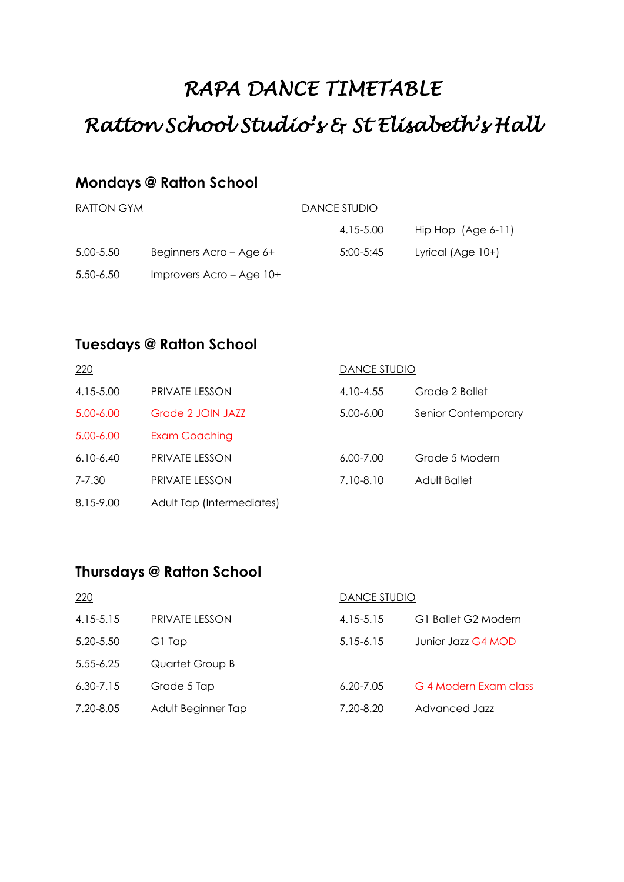# *RAPA DANCE TIMETABLE*

# *Ratton School Studio's & St Elisabeth's Hall*

## Mondays @ Ratton School

| RATTON GYM | | DANCE STUDIO | |
|---|---|---|---|
| | | 4.15-5.00 | Hip Hop (Age 6-11) |
| 5.00-5.50 | Beginners Acro – Age 6+ | 5:00-5:45 | Lyrical (Age 10+) |
| 5.50-6.50 | Improvers Acro – Age 10+ | | |

## Tuesdays @ Ratton School

| 220 | | DANCE STUDIO | |
|---|---|---|---|
| 4.15-5.00 | PRIVATE LESSON | 4.10-4.55 | Grade 2 Ballet |
| 5.00-6.00 | Grade 2 JOIN JAZZ | 5.00-6.00 | Senior Contemporary |
| 5.00-6.00 | Exam Coaching | | |
| 6.10-6.40 | PRIVATE LESSON | 6.00-7.00 | Grade 5 Modern |
| 7-7.30 | PRIVATE LESSON | 7.10-8.10 | Adult Ballet |
| 8.15-9.00 | Adult Tap (Intermediates) | | |

## Thursdays @ Ratton School

| 220 | | DANCE STUDIO | |
|---|---|---|---|
| 4.15-5.15 | PRIVATE LESSON | 4.15-5.15 | G1 Ballet G2 Modern |
| 5.20-5.50 | G1 Tap | 5.15-6.15 | Junior Jazz G4 MOD |
| 5.55-6.25 | Quartet Group B | | |
| 6.30-7.15 | Grade 5 Tap | 6.20-7.05 | G 4 Modern Exam class |
| 7.20-8.05 | Adult Beginner Tap | 7.20-8.20 | Advanced Jazz |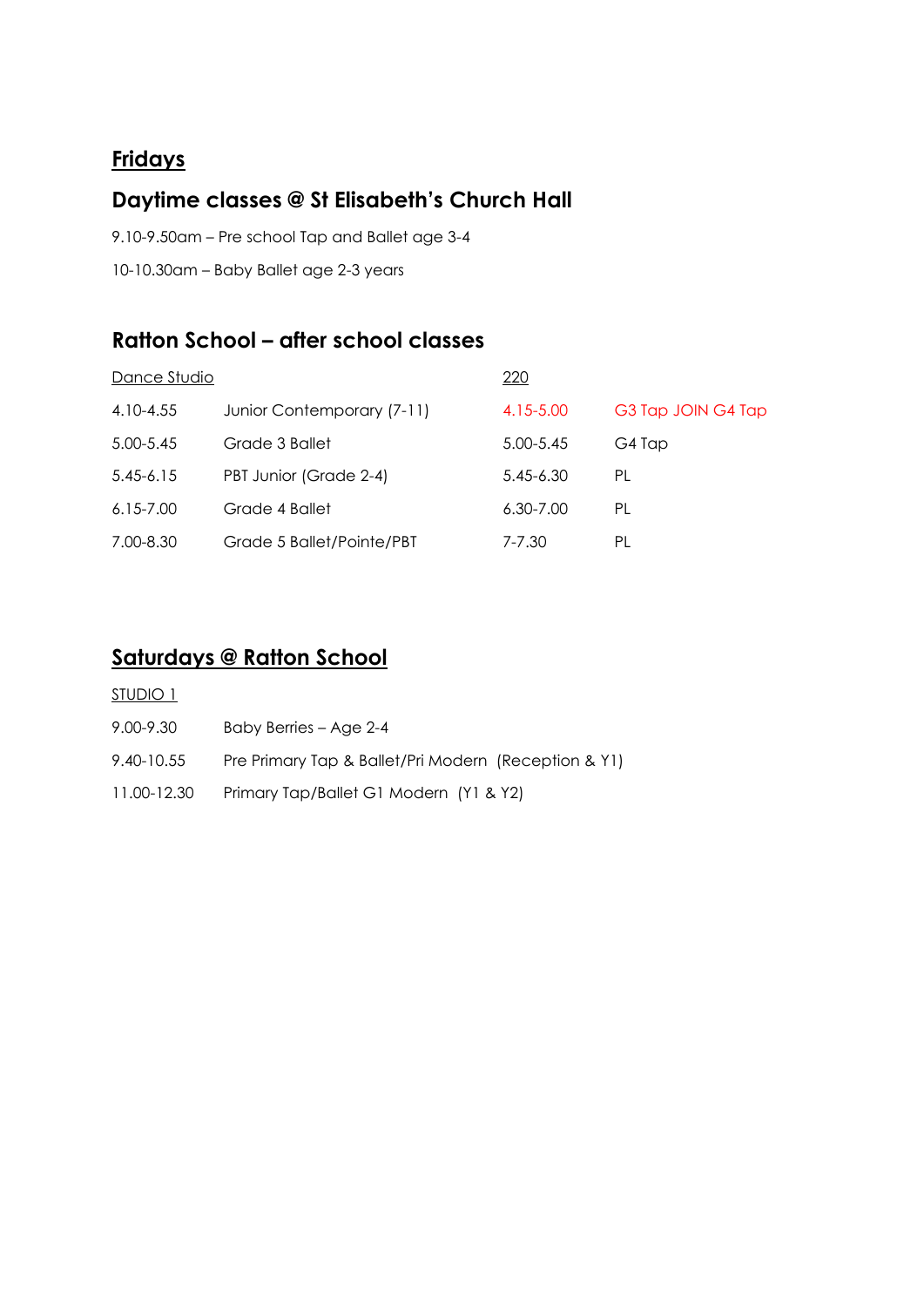## Fridays

### Daytime classes @ St Elisabeth's Church Hall

9.10-9.50am – Pre school Tap and Ballet age 3-4

10-10.30am – Baby Ballet age 2-3 years

### Ratton School – after school classes

| Dance Studio | | 220 | |
|---|---|---|---|
| 4.10-4.55 | Junior Contemporary (7-11) | 4.15-5.00 | G3 Tap JOIN G4 Tap |
| 5.00-5.45 | Grade 3 Ballet | 5.00-5.45 | G4 Tap |
| 5.45-6.15 | PBT Junior (Grade 2-4) | 5.45-6.30 | PL |
| 6.15-7.00 | Grade 4 Ballet | 6.30-7.00 | PL |
| 7.00-8.30 | Grade 5 Ballet/Pointe/PBT | 7-7.30 | PL |

## Saturdays @ Ratton School

| STUDIO 1 | |
|---|---|
| 9.00-9.30 | Baby Berries – Age 2-4 |
| 9.40-10.55 | Pre Primary Tap & Ballet/Pri Modern (Reception & Y1) |
| 11.00-12.30 | Primary Tap/Ballet G1 Modern (Y1 & Y2) |